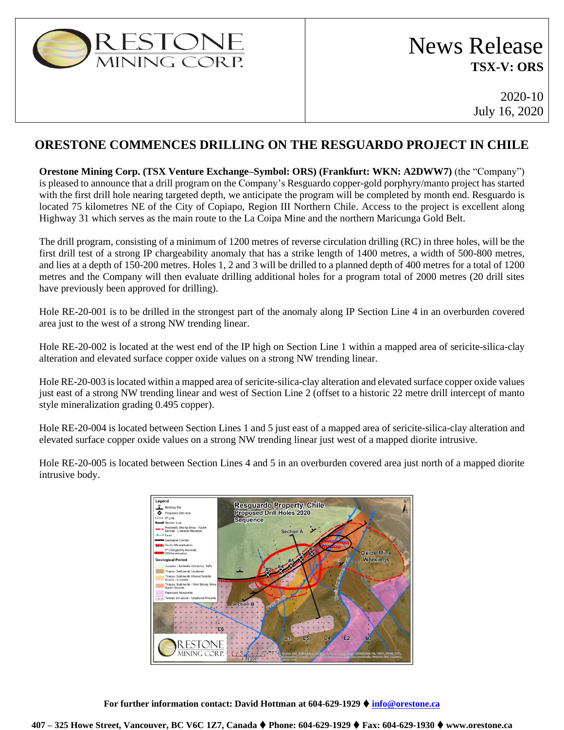**ORESTONE MINING CORP.**

# News Release

**TSX-V: ORS**

2020-10
July 16, 2020

## ORESTONE COMMENCES DRILLING ON THE RESGUARDO PROJECT IN CHILE

**Orestone Mining Corp. (TSX Venture Exchange–Symbol: ORS) (Frankfurt: WKN: A2DWW7)** (the "Company") is pleased to announce that a drill program on the Company's Resguardo copper-gold porphyry/manto project has started with the first drill hole nearing targeted depth, we anticipate the program will be completed by month end. Resguardo is located 75 kilometres NE of the City of Copiapo, Region III Northern Chile. Access to the project is excellent along Highway 31 which serves as the main route to the La Coipa Mine and the northern Maricunga Gold Belt.

The drill program, consisting of a minimum of 1200 metres of reverse circulation drilling (RC) in three holes, will be the first drill test of a strong IP chargeability anomaly that has a strike length of 1400 metres, a width of 500-800 metres, and lies at a depth of 150-200 metres. Holes 1, 2 and 3 will be drilled to a planned depth of 400 metres for a total of 1200 metres and the Company will then evaluate drilling additional holes for a program total of 2000 metres (20 drill sites have previously been approved for drilling).

Hole RE-20-001 is to be drilled in the strongest part of the anomaly along IP Section Line 4 in an overburden covered area just to the west of a strong NW trending linear.

Hole RE-20-002 is located at the west end of the IP high on Section Line 1 within a mapped area of sericite-silica-clay alteration and elevated surface copper oxide values on a strong NW trending linear.

Hole RE-20-003 is located within a mapped area of sericite-silica-clay alteration and elevated surface copper oxide values just east of a strong NW trending linear and west of Section Line 2 (offset to a historic 22 metre drill intercept of manto style mineralization grading 0.495 copper).

Hole RE-20-004 is located between Section Lines 1 and 5 just east of a mapped area of sericite-silica-clay alteration and elevated surface copper oxide values on a strong NW trending linear just west of a mapped diorite intrusive.

Hole RE-20-005 is located between Section Lines 4 and 5 in an overburden covered area just north of a mapped diorite intrusive body.

For further information contact: David Hottman at 604-629-1929 ♦ info@orestone.ca

407 – 325 Howe Street, Vancouver, BC V6C 1Z7, Canada ♦ Phone: 604-629-1929 ♦ Fax: 604-629-1930 ♦ www.orestone.ca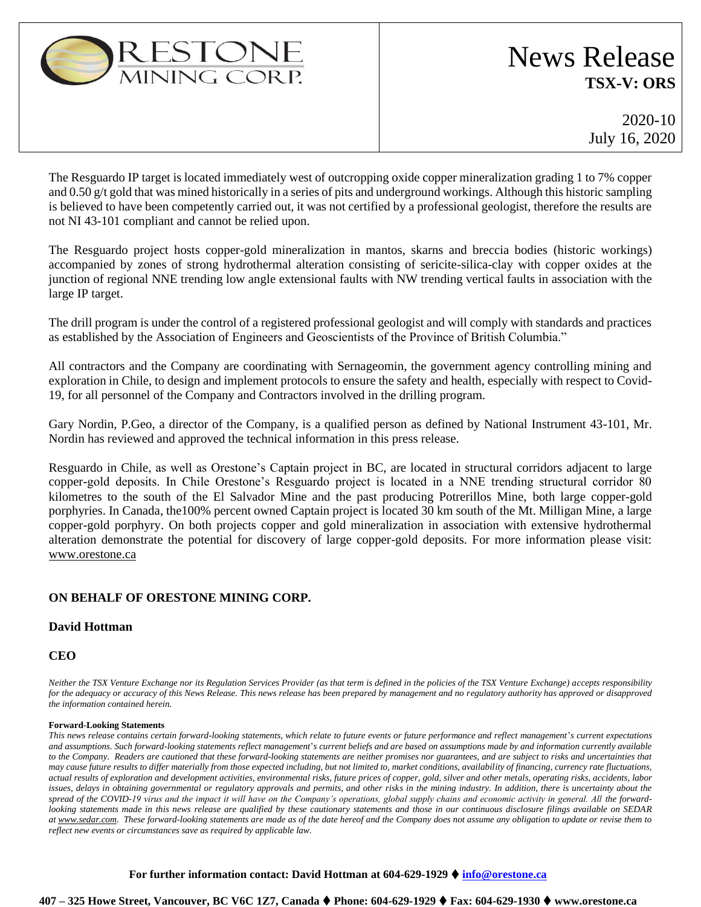The Resguardo IP target is located immediately west of outcropping oxide copper mineralization grading 1 to 7% copper and 0.50 g/t gold that was mined historically in a series of pits and underground workings. Although this historic sampling is believed to have been competently carried out, it was not certified by a professional geologist, therefore the results are not NI 43-101 compliant and cannot be relied upon.

The Resguardo project hosts copper-gold mineralization in mantos, skarns and breccia bodies (historic workings) accompanied by zones of strong hydrothermal alteration consisting of sericite-silica-clay with copper oxides at the junction of regional NNE trending low angle extensional faults with NW trending vertical faults in association with the large IP target.

The drill program is under the control of a registered professional geologist and will comply with standards and practices as established by the Association of Engineers and Geoscientists of the Province of British Columbia."

All contractors and the Company are coordinating with Sernageomin, the government agency controlling mining and exploration in Chile, to design and implement protocols to ensure the safety and health, especially with respect to Covid-19, for all personnel of the Company and Contractors involved in the drilling program.

Gary Nordin, P.Geo, a director of the Company, is a qualified person as defined by National Instrument 43-101, Mr. Nordin has reviewed and approved the technical information in this press release.

Resguardo in Chile, as well as Orestone's Captain project in BC, are located in structural corridors adjacent to large copper-gold deposits. In Chile Orestone's Resguardo project is located in a NNE trending structural corridor 80 kilometres to the south of the El Salvador Mine and the past producing Potrerillos Mine, both large copper-gold porphyries. In Canada, the100% percent owned Captain project is located 30 km south of the Mt. Milligan Mine, a large copper-gold porphyry. On both projects copper and gold mineralization in association with extensive hydrothermal alteration demonstrate the potential for discovery of large copper-gold deposits. For more information please visit: www.orestone.ca

**ON BEHALF OF ORESTONE MINING CORP.**

**David Hottman**

**CEO**

*Neither the TSX Venture Exchange nor its Regulation Services Provider (as that term is defined in the policies of the TSX Venture Exchange) accepts responsibility for the adequacy or accuracy of this News Release. This news release has been prepared by management and no regulatory authority has approved or disapproved the information contained herein.*

**Forward-Looking Statements**

*This news release contains certain forward-looking statements, which relate to future events or future performance and reflect management's current expectations and assumptions. Such forward-looking statements reflect management's current beliefs and are based on assumptions made by and information currently available to the Company. Readers are cautioned that these forward-looking statements are neither promises nor guarantees, and are subject to risks and uncertainties that may cause future results to differ materially from those expected including, but not limited to, market conditions, availability of financing, currency rate fluctuations, actual results of exploration and development activities, environmental risks, future prices of copper, gold, silver and other metals, operating risks, accidents, labor issues, delays in obtaining governmental or regulatory approvals and permits, and other risks in the mining industry. In addition, there is uncertainty about the spread of the COVID-19 virus and the impact it will have on the Company's operations, global supply chains and economic activity in general. All the forward-looking statements made in this news release are qualified by these cautionary statements and those in our continuous disclosure filings available on SEDAR at www.sedar.com. These forward-looking statements are made as of the date hereof and the Company does not assume any obligation to update or revise them to reflect new events or circumstances save as required by applicable law.*

**For further information contact: David Hottman at 604-629-1929 ♦ info@orestone.ca**

**407 – 325 Howe Street, Vancouver, BC V6C 1Z7, Canada ♦ Phone: 604-629-1929 ♦ Fax: 604-629-1930 ♦ www.orestone.ca**